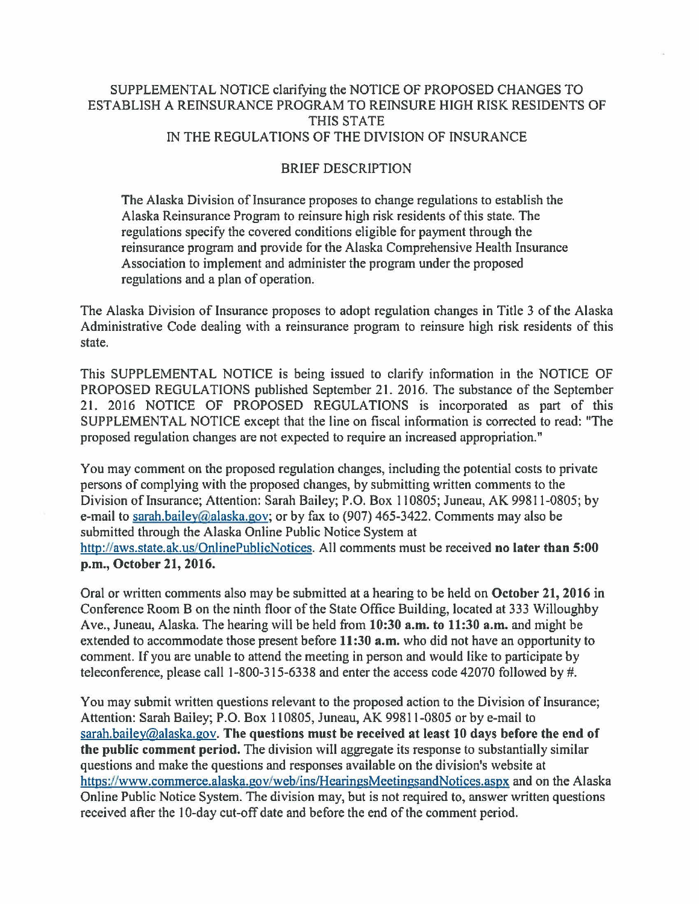# SUPPLEMENTAL NOTICE clarifying the NOTICE OF PROPOSED CHANGES TO ESTABLISH A REINSURANCE PROGRAM TO REINSURE HIGH RISK RESIDENTS OF THIS STATE IN THE REGULATIONS OF THE DIVISION OF INSURANCE

## BRIEF DESCRIPTION

> The Alaska Division of Insurance proposes to change regulations to establish the Alaska Reinsurance Program to reinsure high risk residents of this state. The regulations specify the covered conditions eligible for payment through the reinsurance program and provide for the Alaska Comprehensive Health Insurance Association to implement and administer the program under the proposed regulations and a plan of operation.

The Alaska Division of Insurance proposes to adopt regulation changes in Title 3 of the Alaska Administrative Code dealing with a reinsurance program to reinsure high risk residents of this state.

This SUPPLEMENTAL NOTICE is being issued to clarify information in the NOTICE OF PROPOSED REGULATIONS published September 21. 2016. The substance of the September 21. 2016 NOTICE OF PROPOSED REGULATIONS is incorporated as part of this SUPPLEMENTAL NOTICE except that the line on fiscal information is corrected to read: "The proposed regulation changes are not expected to require an increased appropriation."

You may comment on the proposed regulation changes, including the potential costs to private persons of complying with the proposed changes, by submitting written comments to the Division of Insurance; Attention: Sarah Bailey; P.O. Box 110805; Juneau, AK 99811-0805; by e-mail to sarah.bailey@alaska.gov; or by fax to (907) 465-3422. Comments may also be submitted through the Alaska Online Public Notice System at http://aws.state.ak.us/OnlinePublicNotices. All comments must be received **no later than 5:00 p.m., October 21, 2016.**

Oral or written comments also may be submitted at a hearing to be held on **October 21, 2016** in Conference Room B on the ninth floor of the State Office Building, located at 333 Willoughby Ave., Juneau, Alaska. The hearing will be held from **10:30 a.m. to 11:30 a.m.** and might be extended to accommodate those present before **11:30 a.m.** who did not have an opportunity to comment. If you are unable to attend the meeting in person and would like to participate by teleconference, please call 1-800-315-6338 and enter the access code 42070 followed by #.

You may submit written questions relevant to the proposed action to the Division of Insurance; Attention: Sarah Bailey; P.O. Box 110805, Juneau, AK 99811-0805 or by e-mail to sarah.bailey@alaska.gov. **The questions must be received at least 10 days before the end of the public comment period.** The division will aggregate its response to substantially similar questions and make the questions and responses available on the division's website at https://www.commerce.alaska.gov/web/ins/HearingsMeetingsandNotices.aspx and on the Alaska Online Public Notice System. The division may, but is not required to, answer written questions received after the 10-day cut-off date and before the end of the comment period.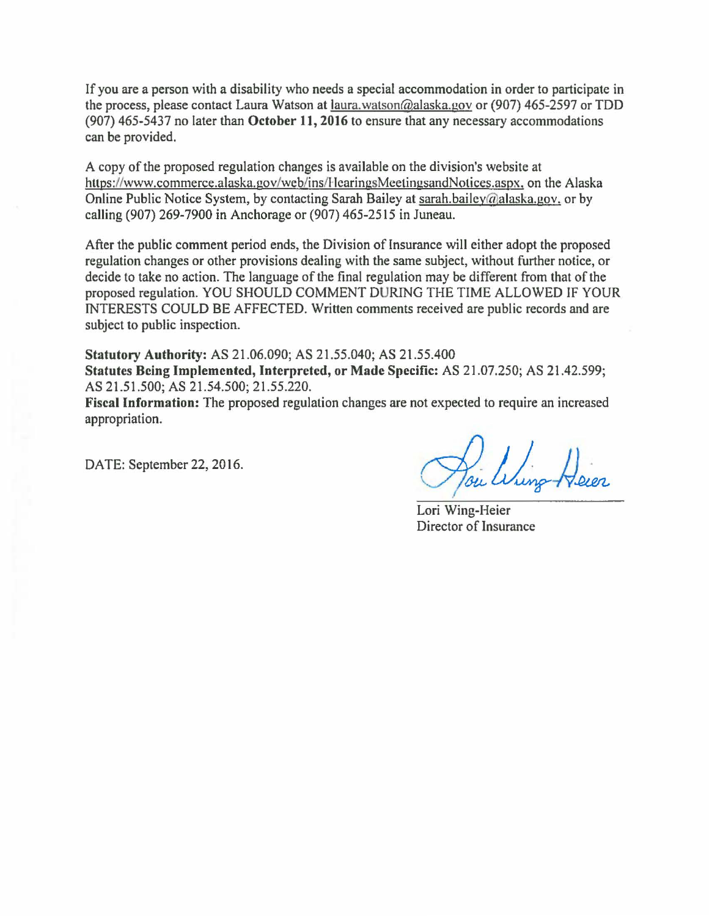If you are a person with a disability who needs a special accommodation in order to participate in the process, please contact Laura Watson at laura.watson@alaska.gov or (907) 465-2597 or TDD (907) 465-5437 no later than **October 11, 2016** to ensure that any necessary accommodations can be provided.

A copy of the proposed regulation changes is available on the division's website at https://www.commerce.alaska.gov/web/ins/HearingsMeetingsandNotices.aspx, on the Alaska Online Public Notice System, by contacting Sarah Bailey at sarah.bailey@alaska.gov, or by calling (907) 269-7900 in Anchorage or (907) 465-2515 in Juneau.

After the public comment period ends, the Division of Insurance will either adopt the proposed regulation changes or other provisions dealing with the same subject, without further notice, or decide to take no action. The language of the final regulation may be different from that of the proposed regulation. YOU SHOULD COMMENT DURING THE TIME ALLOWED IF YOUR INTERESTS COULD BE AFFECTED. Written comments received are public records and are subject to public inspection.

**Statutory Authority:** AS 21.06.090; AS 21.55.040; AS 21.55.400
**Statutes Being Implemented, Interpreted, or Made Specific:** AS 21.07.250; AS 21.42.599; AS 21.51.500; AS 21.54.500; 21.55.220.
**Fiscal Information:** The proposed regulation changes are not expected to require an increased appropriation.

DATE: September 22, 2016.

Lori Wing-Heier
Director of Insurance